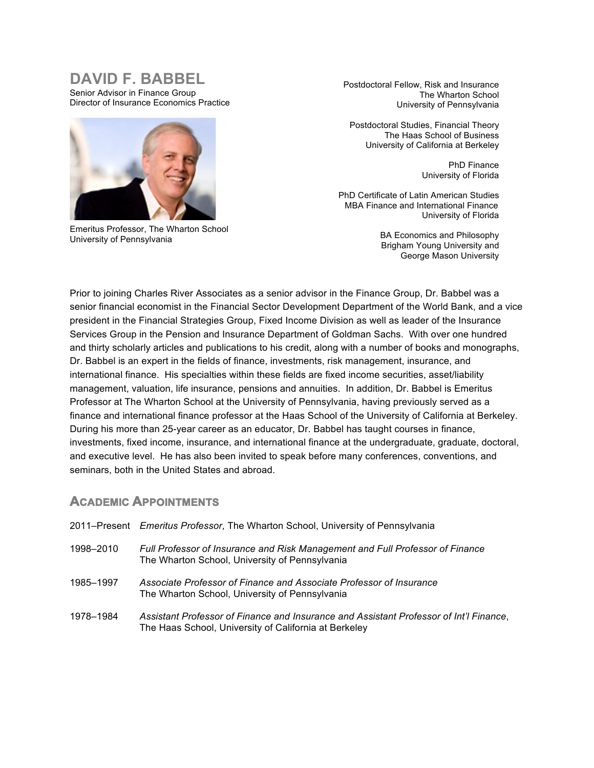# DAVID F. BABBEL

Senior Advisor in Finance Group
Director of Insurance Economics Practice

Emeritus Professor, The Wharton School
University of Pennsylvania

Postdoctoral Fellow, Risk and Insurance
The Wharton School
University of Pennsylvania

Postdoctoral Studies, Financial Theory
The Haas School of Business
University of California at Berkeley

PhD Finance
University of Florida

PhD Certificate of Latin American Studies
MBA Finance and International Finance
University of Florida

BA Economics and Philosophy
Brigham Young University and
George Mason University

Prior to joining Charles River Associates as a senior advisor in the Finance Group, Dr. Babbel was a senior financial economist in the Financial Sector Development Department of the World Bank, and a vice president in the Financial Strategies Group, Fixed Income Division as well as leader of the Insurance Services Group in the Pension and Insurance Department of Goldman Sachs. With over one hundred and thirty scholarly articles and publications to his credit, along with a number of books and monographs, Dr. Babbel is an expert in the fields of finance, investments, risk management, insurance, and international finance. His specialties within these fields are fixed income securities, asset/liability management, valuation, life insurance, pensions and annuities. In addition, Dr. Babbel is Emeritus Professor at The Wharton School at the University of Pennsylvania, having previously served as a finance and international finance professor at the Haas School of the University of California at Berkeley. During his more than 25-year career as an educator, Dr. Babbel has taught courses in finance, investments, fixed income, insurance, and international finance at the undergraduate, graduate, doctoral, and executive level. He has also been invited to speak before many conferences, conventions, and seminars, both in the United States and abroad.

## Academic Appointments

2011–Present *Emeritus Professor*, The Wharton School, University of Pennsylvania

1998–2010 *Full Professor of Insurance and Risk Management and Full Professor of Finance*
The Wharton School, University of Pennsylvania

1985–1997 *Associate Professor of Finance and Associate Professor of Insurance*
The Wharton School, University of Pennsylvania

1978–1984 *Assistant Professor of Finance and Insurance and Assistant Professor of Int'l Finance*, The Haas School, University of California at Berkeley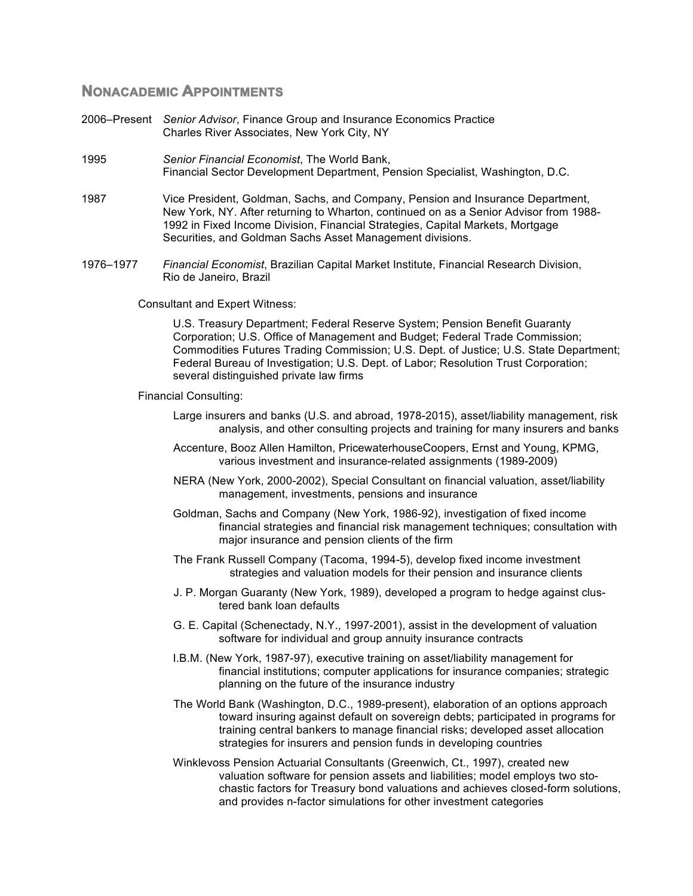## NONACADEMIC APPOINTMENTS

2006–Present *Senior Advisor*, Finance Group and Insurance Economics Practice
Charles River Associates, New York City, NY

1995 *Senior Financial Economist*, The World Bank,
Financial Sector Development Department, Pension Specialist, Washington, D.C.

1987 Vice President, Goldman, Sachs, and Company, Pension and Insurance Department, New York, NY. After returning to Wharton, continued on as a Senior Advisor from 1988-1992 in Fixed Income Division, Financial Strategies, Capital Markets, Mortgage Securities, and Goldman Sachs Asset Management divisions.

1976–1977 *Financial Economist*, Brazilian Capital Market Institute, Financial Research Division, Rio de Janeiro, Brazil

Consultant and Expert Witness:

U.S. Treasury Department; Federal Reserve System; Pension Benefit Guaranty Corporation; U.S. Office of Management and Budget; Federal Trade Commission; Commodities Futures Trading Commission; U.S. Dept. of Justice; U.S. State Department; Federal Bureau of Investigation; U.S. Dept. of Labor; Resolution Trust Corporation; several distinguished private law firms

Financial Consulting:

- Large insurers and banks (U.S. and abroad, 1978-2015), asset/liability management, risk analysis, and other consulting projects and training for many insurers and banks
- Accenture, Booz Allen Hamilton, PricewaterhouseCoopers, Ernst and Young, KPMG, various investment and insurance-related assignments (1989-2009)
- NERA (New York, 2000-2002), Special Consultant on financial valuation, asset/liability management, investments, pensions and insurance
- Goldman, Sachs and Company (New York, 1986-92), investigation of fixed income financial strategies and financial risk management techniques; consultation with major insurance and pension clients of the firm
- The Frank Russell Company (Tacoma, 1994-5), develop fixed income investment strategies and valuation models for their pension and insurance clients
- J. P. Morgan Guaranty (New York, 1989), developed a program to hedge against clustered bank loan defaults
- G. E. Capital (Schenectady, N.Y., 1997-2001), assist in the development of valuation software for individual and group annuity insurance contracts
- I.B.M. (New York, 1987-97), executive training on asset/liability management for financial institutions; computer applications for insurance companies; strategic planning on the future of the insurance industry
- The World Bank (Washington, D.C., 1989-present), elaboration of an options approach toward insuring against default on sovereign debts; participated in programs for training central bankers to manage financial risks; developed asset allocation strategies for insurers and pension funds in developing countries
- Winklevoss Pension Actuarial Consultants (Greenwich, Ct., 1997), created new valuation software for pension assets and liabilities; model employs two stochastic factors for Treasury bond valuations and achieves closed-form solutions, and provides n-factor simulations for other investment categories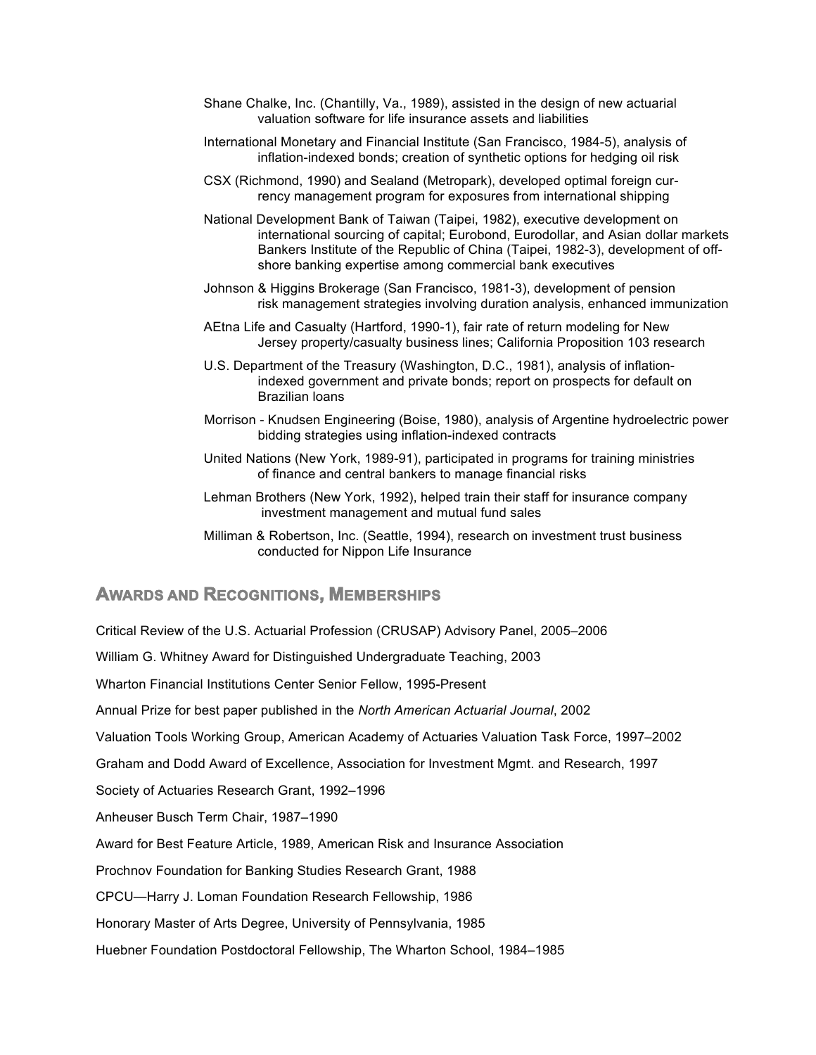Shane Chalke, Inc. (Chantilly, Va., 1989), assisted in the design of new actuarial valuation software for life insurance assets and liabilities

International Monetary and Financial Institute (San Francisco, 1984-5), analysis of inflation-indexed bonds; creation of synthetic options for hedging oil risk

CSX (Richmond, 1990) and Sealand (Metropark), developed optimal foreign currency management program for exposures from international shipping

National Development Bank of Taiwan (Taipei, 1982), executive development on international sourcing of capital; Eurobond, Eurodollar, and Asian dollar markets Bankers Institute of the Republic of China (Taipei, 1982-3), development of offshore banking expertise among commercial bank executives

Johnson & Higgins Brokerage (San Francisco, 1981-3), development of pension risk management strategies involving duration analysis, enhanced immunization

AEtna Life and Casualty (Hartford, 1990-1), fair rate of return modeling for New Jersey property/casualty business lines; California Proposition 103 research

U.S. Department of the Treasury (Washington, D.C., 1981), analysis of inflation-indexed government and private bonds; report on prospects for default on Brazilian loans

Morrison - Knudsen Engineering (Boise, 1980), analysis of Argentine hydroelectric power bidding strategies using inflation-indexed contracts

United Nations (New York, 1989-91), participated in programs for training ministries of finance and central bankers to manage financial risks

Lehman Brothers (New York, 1992), helped train their staff for insurance company investment management and mutual fund sales

Milliman & Robertson, Inc. (Seattle, 1994), research on investment trust business conducted for Nippon Life Insurance

## Awards and Recognitions, Memberships

Critical Review of the U.S. Actuarial Profession (CRUSAP) Advisory Panel, 2005–2006

William G. Whitney Award for Distinguished Undergraduate Teaching, 2003

Wharton Financial Institutions Center Senior Fellow, 1995-Present

Annual Prize for best paper published in the *North American Actuarial Journal*, 2002

Valuation Tools Working Group, American Academy of Actuaries Valuation Task Force, 1997–2002

Graham and Dodd Award of Excellence, Association for Investment Mgmt. and Research, 1997

Society of Actuaries Research Grant, 1992–1996

Anheuser Busch Term Chair, 1987–1990

Award for Best Feature Article, 1989, American Risk and Insurance Association

Prochnov Foundation for Banking Studies Research Grant, 1988

CPCU—Harry J. Loman Foundation Research Fellowship, 1986

Honorary Master of Arts Degree, University of Pennsylvania, 1985

Huebner Foundation Postdoctoral Fellowship, The Wharton School, 1984–1985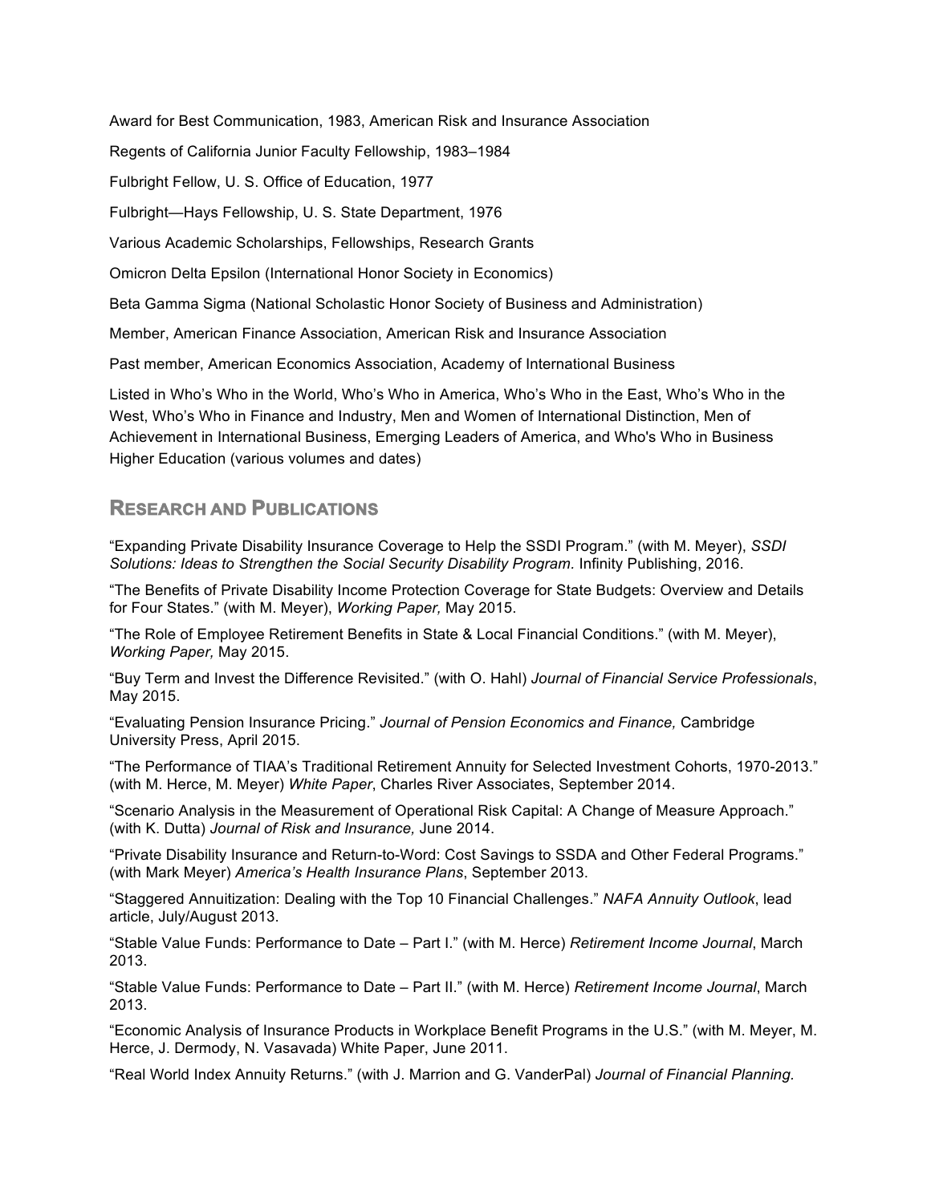Award for Best Communication, 1983, American Risk and Insurance Association

Regents of California Junior Faculty Fellowship, 1983–1984

Fulbright Fellow, U. S. Office of Education, 1977

Fulbright—Hays Fellowship, U. S. State Department, 1976

Various Academic Scholarships, Fellowships, Research Grants

Omicron Delta Epsilon (International Honor Society in Economics)

Beta Gamma Sigma (National Scholastic Honor Society of Business and Administration)

Member, American Finance Association, American Risk and Insurance Association

Past member, American Economics Association, Academy of International Business

Listed in Who's Who in the World, Who's Who in America, Who's Who in the East, Who's Who in the West, Who's Who in Finance and Industry, Men and Women of International Distinction, Men of Achievement in International Business, Emerging Leaders of America, and Who's Who in Business Higher Education (various volumes and dates)

## Research and Publications

"Expanding Private Disability Insurance Coverage to Help the SSDI Program." (with M. Meyer), *SSDI Solutions: Ideas to Strengthen the Social Security Disability Program.* Infinity Publishing, 2016.

"The Benefits of Private Disability Income Protection Coverage for State Budgets: Overview and Details for Four States." (with M. Meyer), *Working Paper,* May 2015.

"The Role of Employee Retirement Benefits in State & Local Financial Conditions." (with M. Meyer), *Working Paper,* May 2015.

"Buy Term and Invest the Difference Revisited." (with O. Hahl) *Journal of Financial Service Professionals*, May 2015.

"Evaluating Pension Insurance Pricing." *Journal of Pension Economics and Finance,* Cambridge University Press, April 2015.

"The Performance of TIAA's Traditional Retirement Annuity for Selected Investment Cohorts, 1970-2013." (with M. Herce, M. Meyer) *White Paper*, Charles River Associates, September 2014.

"Scenario Analysis in the Measurement of Operational Risk Capital: A Change of Measure Approach." (with K. Dutta) *Journal of Risk and Insurance,* June 2014.

"Private Disability Insurance and Return-to-Word: Cost Savings to SSDA and Other Federal Programs." (with Mark Meyer) *America's Health Insurance Plans*, September 2013.

"Staggered Annuitization: Dealing with the Top 10 Financial Challenges." *NAFA Annuity Outlook*, lead article, July/August 2013.

"Stable Value Funds: Performance to Date – Part I." (with M. Herce) *Retirement Income Journal*, March 2013.

"Stable Value Funds: Performance to Date – Part II." (with M. Herce) *Retirement Income Journal*, March 2013.

"Economic Analysis of Insurance Products in Workplace Benefit Programs in the U.S." (with M. Meyer, M. Herce, J. Dermody, N. Vasavada) White Paper, June 2011.

"Real World Index Annuity Returns." (with J. Marrion and G. VanderPal) *Journal of Financial Planning*.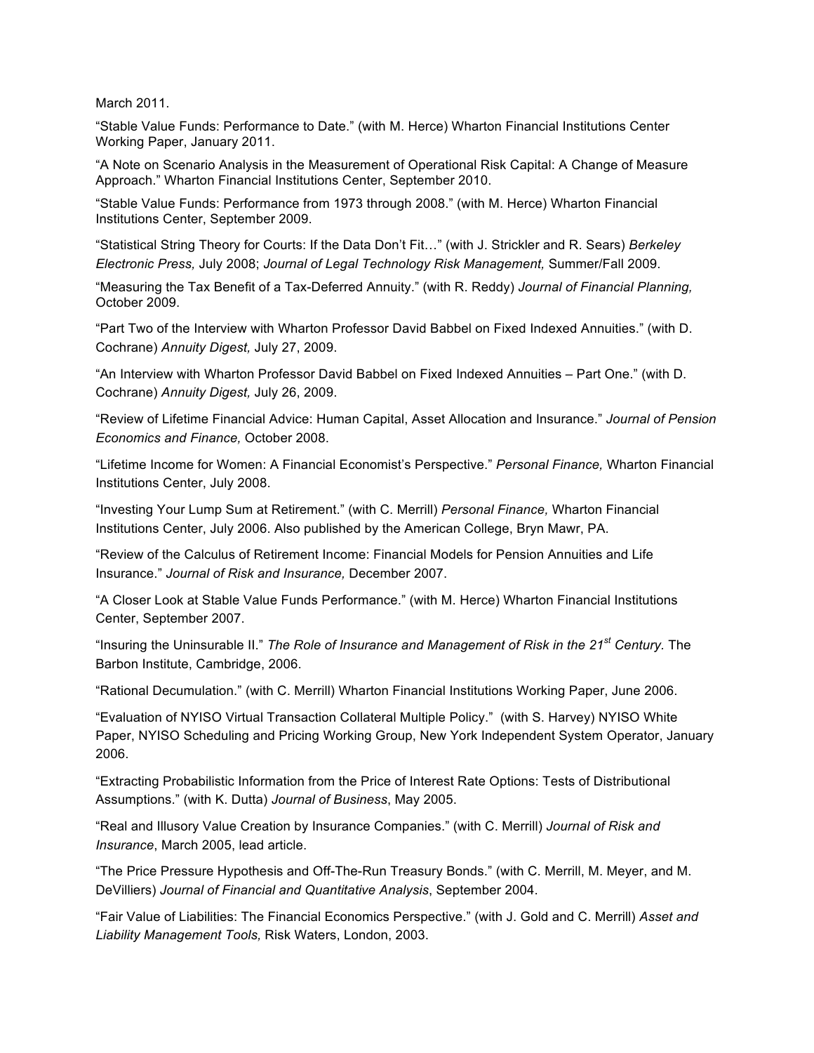March 2011.

"Stable Value Funds: Performance to Date." (with M. Herce) Wharton Financial Institutions Center Working Paper, January 2011.

"A Note on Scenario Analysis in the Measurement of Operational Risk Capital: A Change of Measure Approach." Wharton Financial Institutions Center, September 2010.

"Stable Value Funds: Performance from 1973 through 2008." (with M. Herce) Wharton Financial Institutions Center, September 2009.

"Statistical String Theory for Courts: If the Data Don't Fit…" (with J. Strickler and R. Sears) *Berkeley Electronic Press,* July 2008; *Journal of Legal Technology Risk Management,* Summer/Fall 2009.

"Measuring the Tax Benefit of a Tax-Deferred Annuity." (with R. Reddy) *Journal of Financial Planning,* October 2009.

"Part Two of the Interview with Wharton Professor David Babbel on Fixed Indexed Annuities." (with D. Cochrane) *Annuity Digest,* July 27, 2009.

"An Interview with Wharton Professor David Babbel on Fixed Indexed Annuities – Part One." (with D. Cochrane) *Annuity Digest,* July 26, 2009.

"Review of Lifetime Financial Advice: Human Capital, Asset Allocation and Insurance." *Journal of Pension Economics and Finance,* October 2008.

"Lifetime Income for Women: A Financial Economist's Perspective." *Personal Finance,* Wharton Financial Institutions Center, July 2008.

"Investing Your Lump Sum at Retirement." (with C. Merrill) *Personal Finance,* Wharton Financial Institutions Center, July 2006. Also published by the American College, Bryn Mawr, PA.

"Review of the Calculus of Retirement Income: Financial Models for Pension Annuities and Life Insurance." *Journal of Risk and Insurance,* December 2007.

"A Closer Look at Stable Value Funds Performance." (with M. Herce) Wharton Financial Institutions Center, September 2007.

"Insuring the Uninsurable II." *The Role of Insurance and Management of Risk in the 21st Century.* The Barbon Institute, Cambridge, 2006.

"Rational Decumulation." (with C. Merrill) Wharton Financial Institutions Working Paper, June 2006.

"Evaluation of NYISO Virtual Transaction Collateral Multiple Policy." (with S. Harvey) NYISO White Paper, NYISO Scheduling and Pricing Working Group, New York Independent System Operator, January 2006.

"Extracting Probabilistic Information from the Price of Interest Rate Options: Tests of Distributional Assumptions." (with K. Dutta) *Journal of Business*, May 2005.

"Real and Illusory Value Creation by Insurance Companies." (with C. Merrill) *Journal of Risk and Insurance*, March 2005, lead article.

"The Price Pressure Hypothesis and Off-The-Run Treasury Bonds." (with C. Merrill, M. Meyer, and M. DeVilliers) *Journal of Financial and Quantitative Analysis*, September 2004.

"Fair Value of Liabilities: The Financial Economics Perspective." (with J. Gold and C. Merrill) *Asset and Liability Management Tools,* Risk Waters, London, 2003.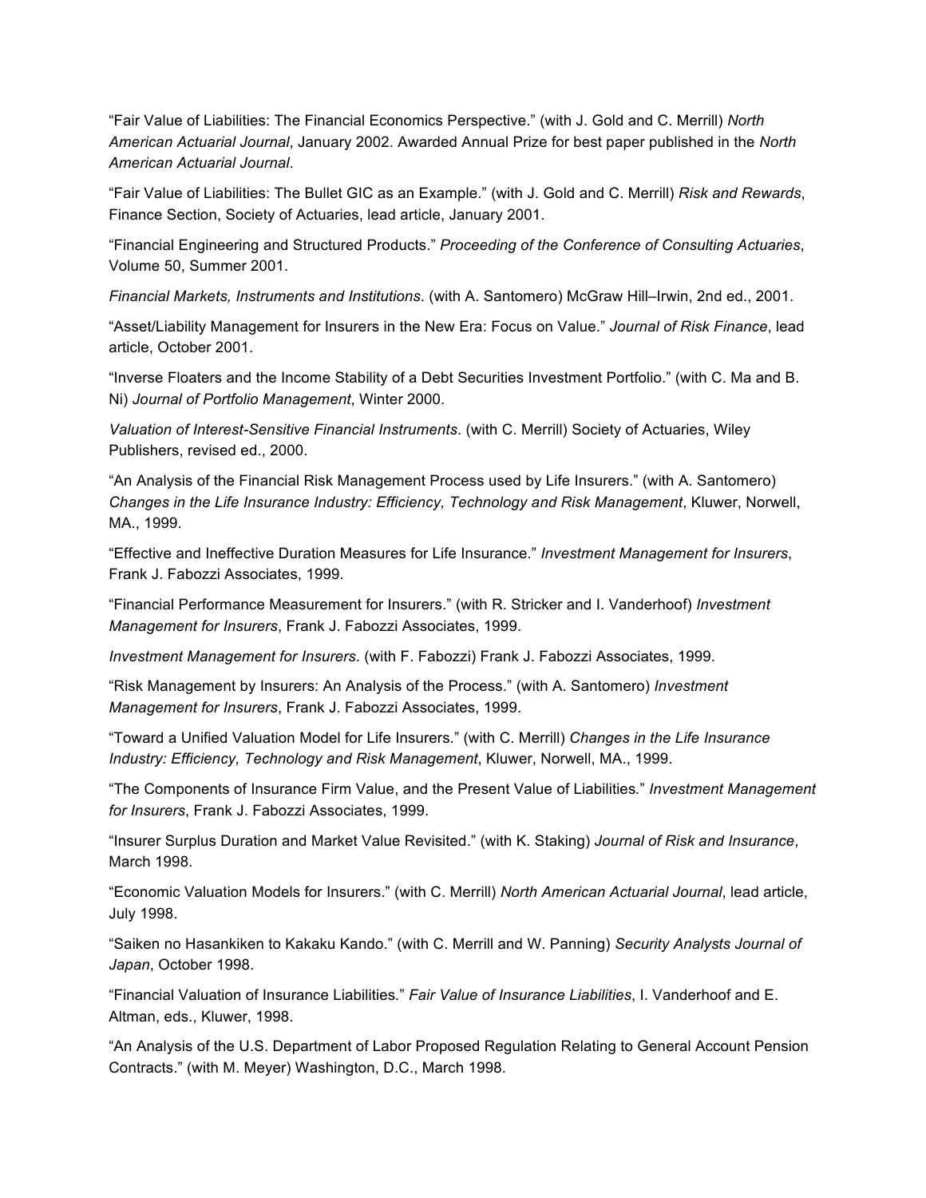"Fair Value of Liabilities: The Financial Economics Perspective." (with J. Gold and C. Merrill) *North American Actuarial Journal*, January 2002. Awarded Annual Prize for best paper published in the *North American Actuarial Journal*.

"Fair Value of Liabilities: The Bullet GIC as an Example." (with J. Gold and C. Merrill) *Risk and Rewards*, Finance Section, Society of Actuaries, lead article, January 2001.

"Financial Engineering and Structured Products." *Proceeding of the Conference of Consulting Actuaries*, Volume 50, Summer 2001.

*Financial Markets, Instruments and Institutions*. (with A. Santomero) McGraw Hill–Irwin, 2nd ed., 2001.

"Asset/Liability Management for Insurers in the New Era: Focus on Value." *Journal of Risk Finance*, lead article, October 2001.

"Inverse Floaters and the Income Stability of a Debt Securities Investment Portfolio." (with C. Ma and B. Ni) *Journal of Portfolio Management*, Winter 2000.

*Valuation of Interest-Sensitive Financial Instruments*. (with C. Merrill) Society of Actuaries, Wiley Publishers, revised ed., 2000.

"An Analysis of the Financial Risk Management Process used by Life Insurers." (with A. Santomero) *Changes in the Life Insurance Industry: Efficiency, Technology and Risk Management*, Kluwer, Norwell, MA., 1999.

"Effective and Ineffective Duration Measures for Life Insurance." *Investment Management for Insurers*, Frank J. Fabozzi Associates, 1999.

"Financial Performance Measurement for Insurers." (with R. Stricker and I. Vanderhoof) *Investment Management for Insurers*, Frank J. Fabozzi Associates, 1999.

*Investment Management for Insurers*. (with F. Fabozzi) Frank J. Fabozzi Associates, 1999.

"Risk Management by Insurers: An Analysis of the Process." (with A. Santomero) *Investment Management for Insurers*, Frank J. Fabozzi Associates, 1999.

"Toward a Unified Valuation Model for Life Insurers." (with C. Merrill) *Changes in the Life Insurance Industry: Efficiency, Technology and Risk Management*, Kluwer, Norwell, MA., 1999.

"The Components of Insurance Firm Value, and the Present Value of Liabilities." *Investment Management for Insurers*, Frank J. Fabozzi Associates, 1999.

"Insurer Surplus Duration and Market Value Revisited." (with K. Staking) *Journal of Risk and Insurance*, March 1998.

"Economic Valuation Models for Insurers." (with C. Merrill) *North American Actuarial Journal*, lead article, July 1998.

"Saiken no Hasankiken to Kakaku Kando." (with C. Merrill and W. Panning) *Security Analysts Journal of Japan*, October 1998.

"Financial Valuation of Insurance Liabilities." *Fair Value of Insurance Liabilities*, I. Vanderhoof and E. Altman, eds., Kluwer, 1998.

"An Analysis of the U.S. Department of Labor Proposed Regulation Relating to General Account Pension Contracts." (with M. Meyer) Washington, D.C., March 1998.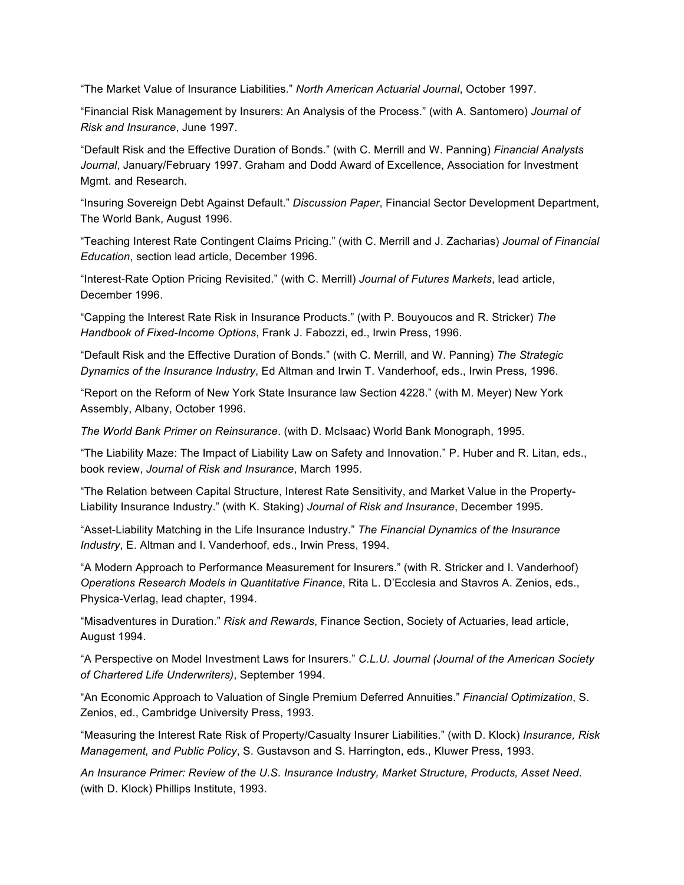"The Market Value of Insurance Liabilities." *North American Actuarial Journal*, October 1997.

"Financial Risk Management by Insurers: An Analysis of the Process." (with A. Santomero) *Journal of Risk and Insurance*, June 1997.

"Default Risk and the Effective Duration of Bonds." (with C. Merrill and W. Panning) *Financial Analysts Journal*, January/February 1997. Graham and Dodd Award of Excellence, Association for Investment Mgmt. and Research.

"Insuring Sovereign Debt Against Default." *Discussion Paper*, Financial Sector Development Department, The World Bank, August 1996.

"Teaching Interest Rate Contingent Claims Pricing." (with C. Merrill and J. Zacharias) *Journal of Financial Education*, section lead article, December 1996.

"Interest-Rate Option Pricing Revisited." (with C. Merrill) *Journal of Futures Markets*, lead article, December 1996.

"Capping the Interest Rate Risk in Insurance Products." (with P. Bouyoucos and R. Stricker) *The Handbook of Fixed-Income Options*, Frank J. Fabozzi, ed., Irwin Press, 1996.

"Default Risk and the Effective Duration of Bonds." (with C. Merrill, and W. Panning) *The Strategic Dynamics of the Insurance Industry*, Ed Altman and Irwin T. Vanderhoof, eds., Irwin Press, 1996.

"Report on the Reform of New York State Insurance law Section 4228." (with M. Meyer) New York Assembly, Albany, October 1996.

*The World Bank Primer on Reinsurance*. (with D. McIsaac) World Bank Monograph, 1995.

"The Liability Maze: The Impact of Liability Law on Safety and Innovation." P. Huber and R. Litan, eds., book review, *Journal of Risk and Insurance*, March 1995.

"The Relation between Capital Structure, Interest Rate Sensitivity, and Market Value in the Property-Liability Insurance Industry." (with K. Staking) *Journal of Risk and Insurance*, December 1995.

"Asset-Liability Matching in the Life Insurance Industry." *The Financial Dynamics of the Insurance Industry*, E. Altman and I. Vanderhoof, eds., Irwin Press, 1994.

"A Modern Approach to Performance Measurement for Insurers." (with R. Stricker and I. Vanderhoof) *Operations Research Models in Quantitative Finance*, Rita L. D'Ecclesia and Stavros A. Zenios, eds., Physica-Verlag, lead chapter, 1994.

"Misadventures in Duration." *Risk and Rewards*, Finance Section, Society of Actuaries, lead article, August 1994.

"A Perspective on Model Investment Laws for Insurers." *C.L.U. Journal (Journal of the American Society of Chartered Life Underwriters)*, September 1994.

"An Economic Approach to Valuation of Single Premium Deferred Annuities." *Financial Optimization*, S. Zenios, ed., Cambridge University Press, 1993.

"Measuring the Interest Rate Risk of Property/Casualty Insurer Liabilities." (with D. Klock) *Insurance, Risk Management, and Public Policy*, S. Gustavson and S. Harrington, eds., Kluwer Press, 1993.

*An Insurance Primer: Review of the U.S. Insurance Industry, Market Structure, Products, Asset Need*. (with D. Klock) Phillips Institute, 1993.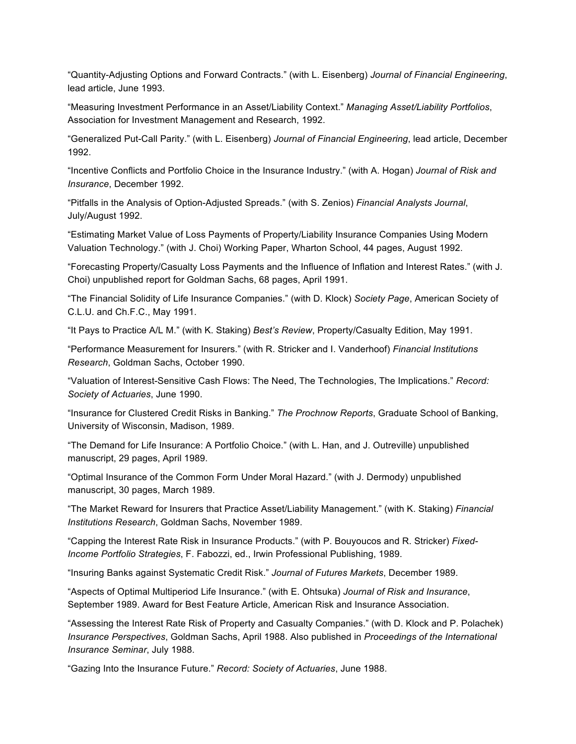"Quantity-Adjusting Options and Forward Contracts." (with L. Eisenberg) *Journal of Financial Engineering*, lead article, June 1993.

"Measuring Investment Performance in an Asset/Liability Context." *Managing Asset/Liability Portfolios*, Association for Investment Management and Research, 1992.

"Generalized Put-Call Parity." (with L. Eisenberg) *Journal of Financial Engineering*, lead article, December 1992.

"Incentive Conflicts and Portfolio Choice in the Insurance Industry." (with A. Hogan) *Journal of Risk and Insurance*, December 1992.

"Pitfalls in the Analysis of Option-Adjusted Spreads." (with S. Zenios) *Financial Analysts Journal*, July/August 1992.

"Estimating Market Value of Loss Payments of Property/Liability Insurance Companies Using Modern Valuation Technology." (with J. Choi) Working Paper, Wharton School, 44 pages, August 1992.

"Forecasting Property/Casualty Loss Payments and the Influence of Inflation and Interest Rates." (with J. Choi) unpublished report for Goldman Sachs, 68 pages, April 1991.

"The Financial Solidity of Life Insurance Companies." (with D. Klock) *Society Page*, American Society of C.L.U. and Ch.F.C., May 1991.

"It Pays to Practice A/L M." (with K. Staking) *Best's Review*, Property/Casualty Edition, May 1991.

"Performance Measurement for Insurers." (with R. Stricker and I. Vanderhoof) *Financial Institutions Research*, Goldman Sachs, October 1990.

"Valuation of Interest-Sensitive Cash Flows: The Need, The Technologies, The Implications." *Record: Society of Actuaries*, June 1990.

"Insurance for Clustered Credit Risks in Banking." *The Prochnow Reports*, Graduate School of Banking, University of Wisconsin, Madison, 1989.

"The Demand for Life Insurance: A Portfolio Choice." (with L. Han, and J. Outreville) unpublished manuscript, 29 pages, April 1989.

"Optimal Insurance of the Common Form Under Moral Hazard." (with J. Dermody) unpublished manuscript, 30 pages, March 1989.

"The Market Reward for Insurers that Practice Asset/Liability Management." (with K. Staking) *Financial Institutions Research*, Goldman Sachs, November 1989.

"Capping the Interest Rate Risk in Insurance Products." (with P. Bouyoucos and R. Stricker) *Fixed-Income Portfolio Strategies*, F. Fabozzi, ed., Irwin Professional Publishing, 1989.

"Insuring Banks against Systematic Credit Risk." *Journal of Futures Markets*, December 1989.

"Aspects of Optimal Multiperiod Life Insurance." (with E. Ohtsuka) *Journal of Risk and Insurance*, September 1989. Award for Best Feature Article, American Risk and Insurance Association.

"Assessing the Interest Rate Risk of Property and Casualty Companies." (with D. Klock and P. Polachek) *Insurance Perspectives*, Goldman Sachs, April 1988. Also published in *Proceedings of the International Insurance Seminar*, July 1988.

"Gazing Into the Insurance Future." *Record: Society of Actuaries*, June 1988.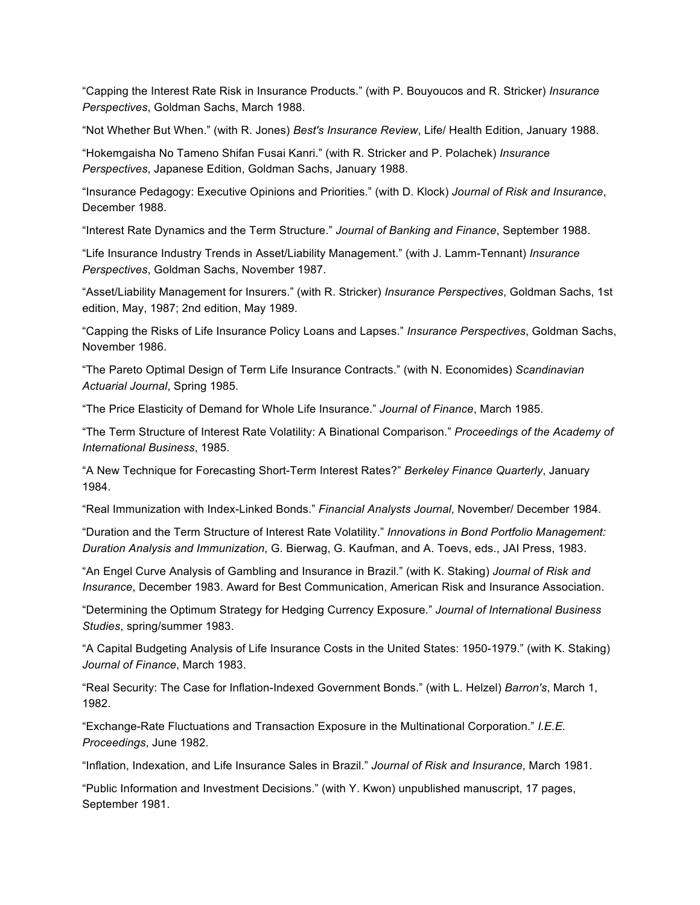“Capping the Interest Rate Risk in Insurance Products.” (with P. Bouyoucos and R. Stricker) *Insurance Perspectives*, Goldman Sachs, March 1988.

“Not Whether But When.” (with R. Jones) *Best's Insurance Review*, Life/ Health Edition, January 1988.

“Hokemgaisha No Tameno Shifan Fusai Kanri.” (with R. Stricker and P. Polachek) *Insurance Perspectives*, Japanese Edition, Goldman Sachs, January 1988.

“Insurance Pedagogy: Executive Opinions and Priorities.” (with D. Klock) *Journal of Risk and Insurance*, December 1988.

“Interest Rate Dynamics and the Term Structure.” *Journal of Banking and Finance*, September 1988.

“Life Insurance Industry Trends in Asset/Liability Management.” (with J. Lamm-Tennant) *Insurance Perspectives*, Goldman Sachs, November 1987.

“Asset/Liability Management for Insurers.” (with R. Stricker) *Insurance Perspectives*, Goldman Sachs, 1st edition, May, 1987; 2nd edition, May 1989.

“Capping the Risks of Life Insurance Policy Loans and Lapses.” *Insurance Perspectives*, Goldman Sachs, November 1986.

“The Pareto Optimal Design of Term Life Insurance Contracts.” (with N. Economides) *Scandinavian Actuarial Journal*, Spring 1985.

“The Price Elasticity of Demand for Whole Life Insurance.” *Journal of Finance*, March 1985.

“The Term Structure of Interest Rate Volatility: A Binational Comparison.” *Proceedings of the Academy of International Business*, 1985.

“A New Technique for Forecasting Short-Term Interest Rates?” *Berkeley Finance Quarterly*, January 1984.

“Real Immunization with Index-Linked Bonds.” *Financial Analysts Journal*, November/ December 1984.

“Duration and the Term Structure of Interest Rate Volatility.” *Innovations in Bond Portfolio Management: Duration Analysis and Immunization*, G. Bierwag, G. Kaufman, and A. Toevs, eds., JAI Press, 1983.

“An Engel Curve Analysis of Gambling and Insurance in Brazil.” (with K. Staking) *Journal of Risk and Insurance*, December 1983. Award for Best Communication, American Risk and Insurance Association.

“Determining the Optimum Strategy for Hedging Currency Exposure.” *Journal of International Business Studies*, spring/summer 1983.

“A Capital Budgeting Analysis of Life Insurance Costs in the United States: 1950-1979.” (with K. Staking) *Journal of Finance*, March 1983.

“Real Security: The Case for Inflation-Indexed Government Bonds.” (with L. Helzel) *Barron's*, March 1, 1982.

“Exchange-Rate Fluctuations and Transaction Exposure in the Multinational Corporation.” *I.E.E. Proceedings*, June 1982.

“Inflation, Indexation, and Life Insurance Sales in Brazil.” *Journal of Risk and Insurance*, March 1981.

“Public Information and Investment Decisions.” (with Y. Kwon) unpublished manuscript, 17 pages, September 1981.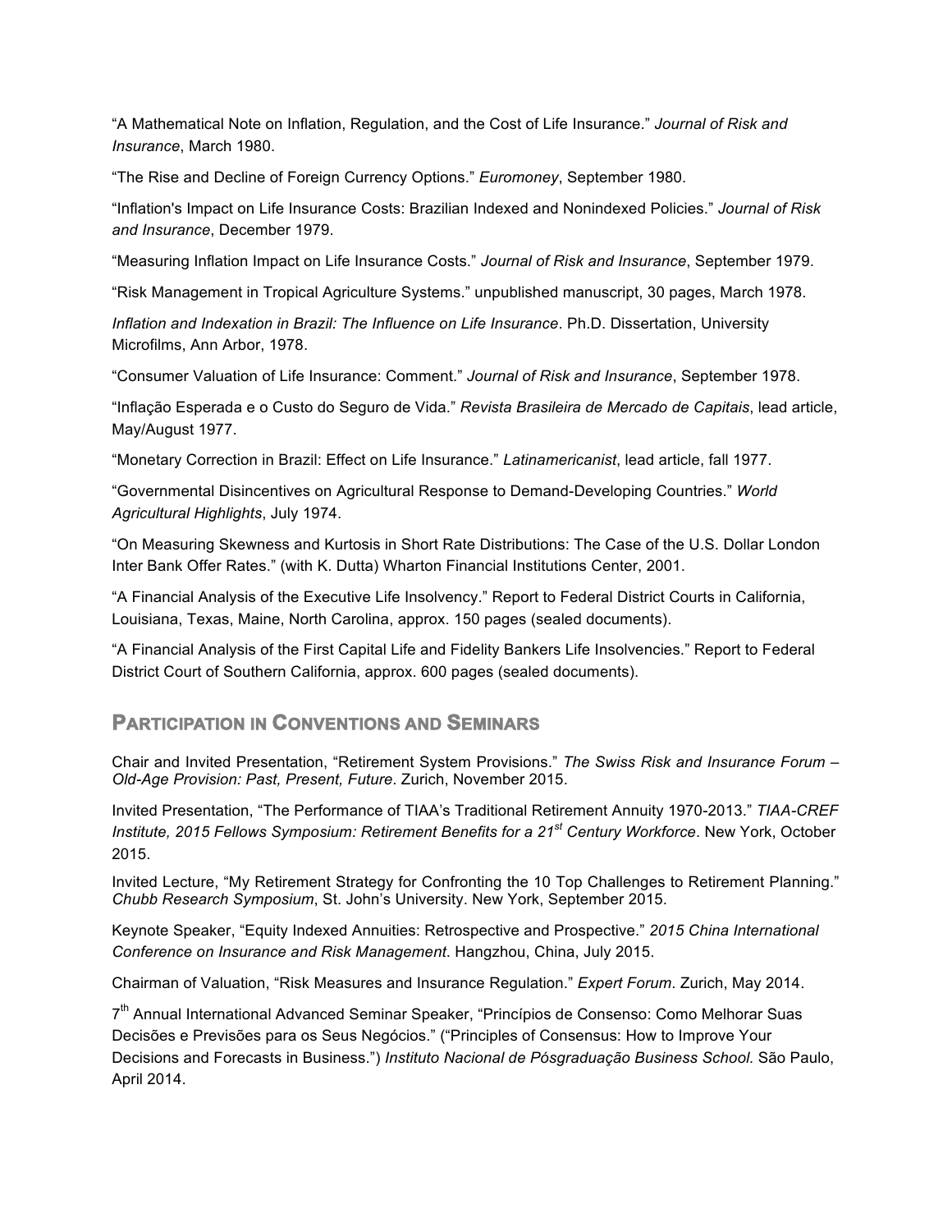"A Mathematical Note on Inflation, Regulation, and the Cost of Life Insurance." *Journal of Risk and Insurance*, March 1980.

"The Rise and Decline of Foreign Currency Options." *Euromoney*, September 1980.

"Inflation's Impact on Life Insurance Costs: Brazilian Indexed and Nonindexed Policies." *Journal of Risk and Insurance*, December 1979.

"Measuring Inflation Impact on Life Insurance Costs." *Journal of Risk and Insurance*, September 1979.

"Risk Management in Tropical Agriculture Systems." unpublished manuscript, 30 pages, March 1978.

*Inflation and Indexation in Brazil: The Influence on Life Insurance*. Ph.D. Dissertation, University Microfilms, Ann Arbor, 1978.

"Consumer Valuation of Life Insurance: Comment." *Journal of Risk and Insurance*, September 1978.

"Inflação Esperada e o Custo do Seguro de Vida." *Revista Brasileira de Mercado de Capitais*, lead article, May/August 1977.

"Monetary Correction in Brazil: Effect on Life Insurance." *Latinamericanist*, lead article, fall 1977.

"Governmental Disincentives on Agricultural Response to Demand-Developing Countries." *World Agricultural Highlights*, July 1974.

"On Measuring Skewness and Kurtosis in Short Rate Distributions: The Case of the U.S. Dollar London Inter Bank Offer Rates." (with K. Dutta) Wharton Financial Institutions Center, 2001.

"A Financial Analysis of the Executive Life Insolvency." Report to Federal District Courts in California, Louisiana, Texas, Maine, North Carolina, approx. 150 pages (sealed documents).

"A Financial Analysis of the First Capital Life and Fidelity Bankers Life Insolvencies." Report to Federal District Court of Southern California, approx. 600 pages (sealed documents).

## Participation in Conventions and Seminars

Chair and Invited Presentation, "Retirement System Provisions." *The Swiss Risk and Insurance Forum – Old-Age Provision: Past, Present, Future*. Zurich, November 2015.

Invited Presentation, "The Performance of TIAA's Traditional Retirement Annuity 1970-2013." *TIAA-CREF Institute, 2015 Fellows Symposium: Retirement Benefits for a 21st Century Workforce*. New York, October 2015.

Invited Lecture, "My Retirement Strategy for Confronting the 10 Top Challenges to Retirement Planning." *Chubb Research Symposium*, St. John's University. New York, September 2015.

Keynote Speaker, "Equity Indexed Annuities: Retrospective and Prospective." *2015 China International Conference on Insurance and Risk Management*. Hangzhou, China, July 2015.

Chairman of Valuation, "Risk Measures and Insurance Regulation." *Expert Forum*. Zurich, May 2014.

7th Annual International Advanced Seminar Speaker, "Princípios de Consenso: Como Melhorar Suas Decisões e Previsões para os Seus Negócios." ("Principles of Consensus: How to Improve Your Decisions and Forecasts in Business.") *Instituto Nacional de Pósgraduação Business School.* São Paulo, April 2014.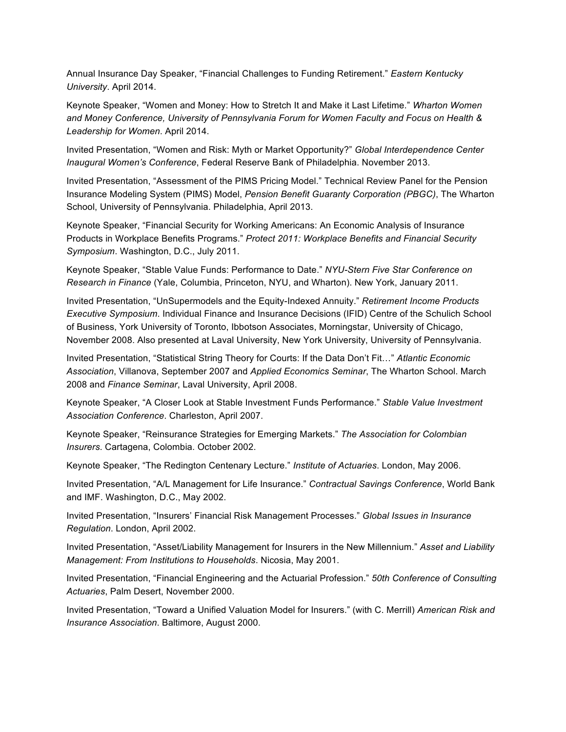Annual Insurance Day Speaker, "Financial Challenges to Funding Retirement." *Eastern Kentucky University*. April 2014.

Keynote Speaker, "Women and Money: How to Stretch It and Make it Last Lifetime." *Wharton Women and Money Conference, University of Pennsylvania Forum for Women Faculty and Focus on Health & Leadership for Women*. April 2014.

Invited Presentation, "Women and Risk: Myth or Market Opportunity?" *Global Interdependence Center Inaugural Women's Conference*, Federal Reserve Bank of Philadelphia. November 2013.

Invited Presentation, "Assessment of the PIMS Pricing Model." Technical Review Panel for the Pension Insurance Modeling System (PIMS) Model, *Pension Benefit Guaranty Corporation (PBGC)*, The Wharton School, University of Pennsylvania. Philadelphia, April 2013.

Keynote Speaker, "Financial Security for Working Americans: An Economic Analysis of Insurance Products in Workplace Benefits Programs." *Protect 2011: Workplace Benefits and Financial Security Symposium*. Washington, D.C., July 2011.

Keynote Speaker, "Stable Value Funds: Performance to Date." *NYU-Stern Five Star Conference on Research in Finance* (Yale, Columbia, Princeton, NYU, and Wharton). New York, January 2011.

Invited Presentation, "UnSupermodels and the Equity-Indexed Annuity." *Retirement Income Products Executive Symposium*. Individual Finance and Insurance Decisions (IFID) Centre of the Schulich School of Business, York University of Toronto, Ibbotson Associates, Morningstar, University of Chicago, November 2008. Also presented at Laval University, New York University, University of Pennsylvania.

Invited Presentation, "Statistical String Theory for Courts: If the Data Don't Fit…" *Atlantic Economic Association*, Villanova, September 2007 and *Applied Economics Seminar*, The Wharton School. March 2008 and *Finance Seminar*, Laval University, April 2008.

Keynote Speaker, "A Closer Look at Stable Investment Funds Performance." *Stable Value Investment Association Conference*. Charleston, April 2007.

Keynote Speaker, "Reinsurance Strategies for Emerging Markets." *The Association for Colombian Insurers*. Cartagena, Colombia. October 2002.

Keynote Speaker, "The Redington Centenary Lecture." *Institute of Actuaries*. London, May 2006.

Invited Presentation, "A/L Management for Life Insurance." *Contractual Savings Conference*, World Bank and IMF. Washington, D.C., May 2002.

Invited Presentation, "Insurers' Financial Risk Management Processes." *Global Issues in Insurance Regulation*. London, April 2002.

Invited Presentation, "Asset/Liability Management for Insurers in the New Millennium." *Asset and Liability Management: From Institutions to Households*. Nicosia, May 2001.

Invited Presentation, "Financial Engineering and the Actuarial Profession." *50th Conference of Consulting Actuaries*, Palm Desert, November 2000.

Invited Presentation, "Toward a Unified Valuation Model for Insurers." (with C. Merrill) *American Risk and Insurance Association*. Baltimore, August 2000.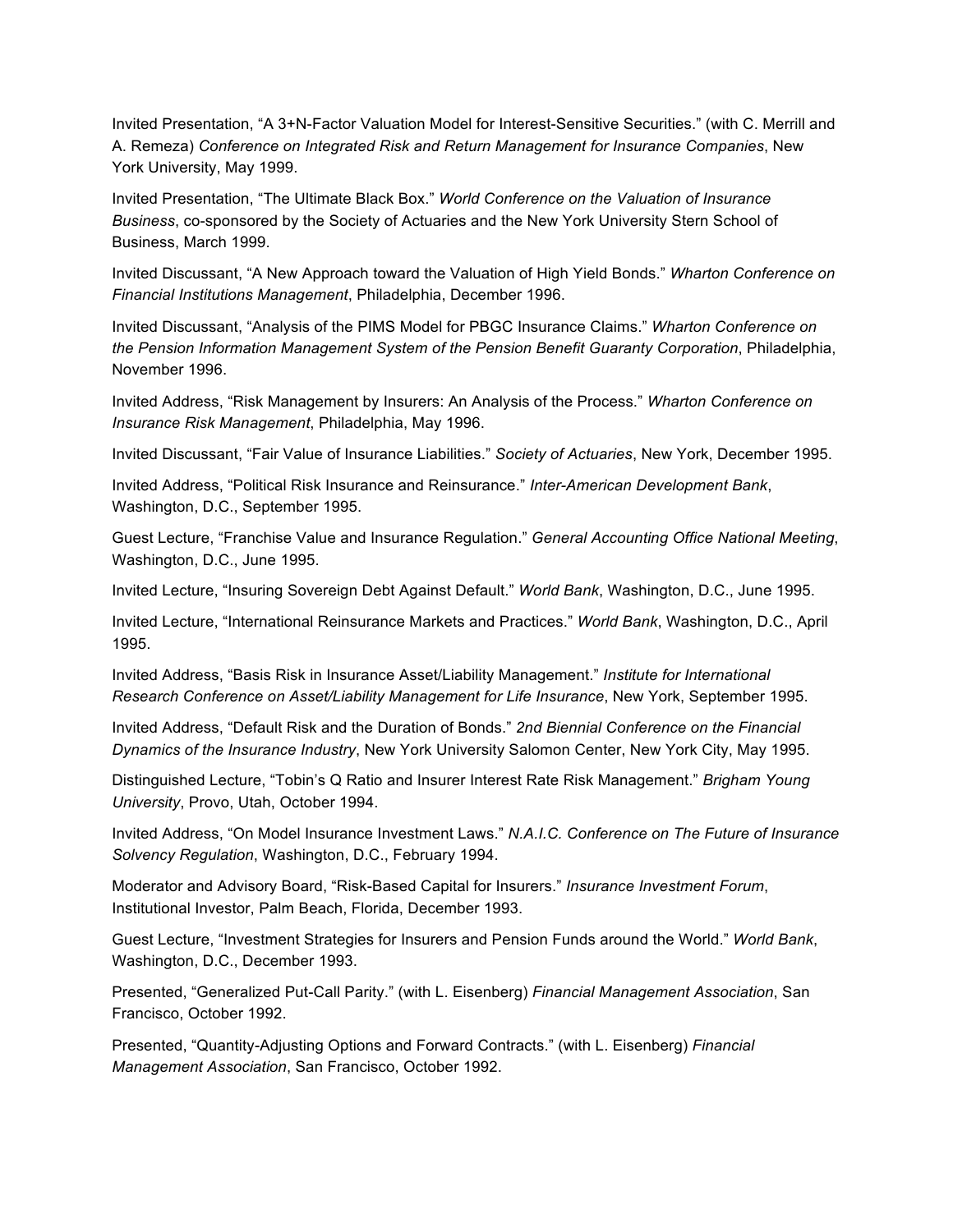Invited Presentation, "A 3+N-Factor Valuation Model for Interest-Sensitive Securities." (with C. Merrill and A. Remeza) *Conference on Integrated Risk and Return Management for Insurance Companies*, New York University, May 1999.

Invited Presentation, "The Ultimate Black Box." *World Conference on the Valuation of Insurance Business*, co-sponsored by the Society of Actuaries and the New York University Stern School of Business, March 1999.

Invited Discussant, "A New Approach toward the Valuation of High Yield Bonds." *Wharton Conference on Financial Institutions Management*, Philadelphia, December 1996.

Invited Discussant, "Analysis of the PIMS Model for PBGC Insurance Claims." *Wharton Conference on the Pension Information Management System of the Pension Benefit Guaranty Corporation*, Philadelphia, November 1996.

Invited Address, "Risk Management by Insurers: An Analysis of the Process." *Wharton Conference on Insurance Risk Management*, Philadelphia, May 1996.

Invited Discussant, "Fair Value of Insurance Liabilities." *Society of Actuaries*, New York, December 1995.

Invited Address, "Political Risk Insurance and Reinsurance." *Inter-American Development Bank*, Washington, D.C., September 1995.

Guest Lecture, "Franchise Value and Insurance Regulation." *General Accounting Office National Meeting*, Washington, D.C., June 1995.

Invited Lecture, "Insuring Sovereign Debt Against Default." *World Bank*, Washington, D.C., June 1995.

Invited Lecture, "International Reinsurance Markets and Practices." *World Bank*, Washington, D.C., April 1995.

Invited Address, "Basis Risk in Insurance Asset/Liability Management." *Institute for International Research Conference on Asset/Liability Management for Life Insurance*, New York, September 1995.

Invited Address, "Default Risk and the Duration of Bonds." *2nd Biennial Conference on the Financial Dynamics of the Insurance Industry*, New York University Salomon Center, New York City, May 1995.

Distinguished Lecture, "Tobin's Q Ratio and Insurer Interest Rate Risk Management." *Brigham Young University*, Provo, Utah, October 1994.

Invited Address, "On Model Insurance Investment Laws." *N.A.I.C. Conference on The Future of Insurance Solvency Regulation*, Washington, D.C., February 1994.

Moderator and Advisory Board, "Risk-Based Capital for Insurers." *Insurance Investment Forum*, Institutional Investor, Palm Beach, Florida, December 1993.

Guest Lecture, "Investment Strategies for Insurers and Pension Funds around the World." *World Bank*, Washington, D.C., December 1993.

Presented, "Generalized Put-Call Parity." (with L. Eisenberg) *Financial Management Association*, San Francisco, October 1992.

Presented, "Quantity-Adjusting Options and Forward Contracts." (with L. Eisenberg) *Financial Management Association*, San Francisco, October 1992.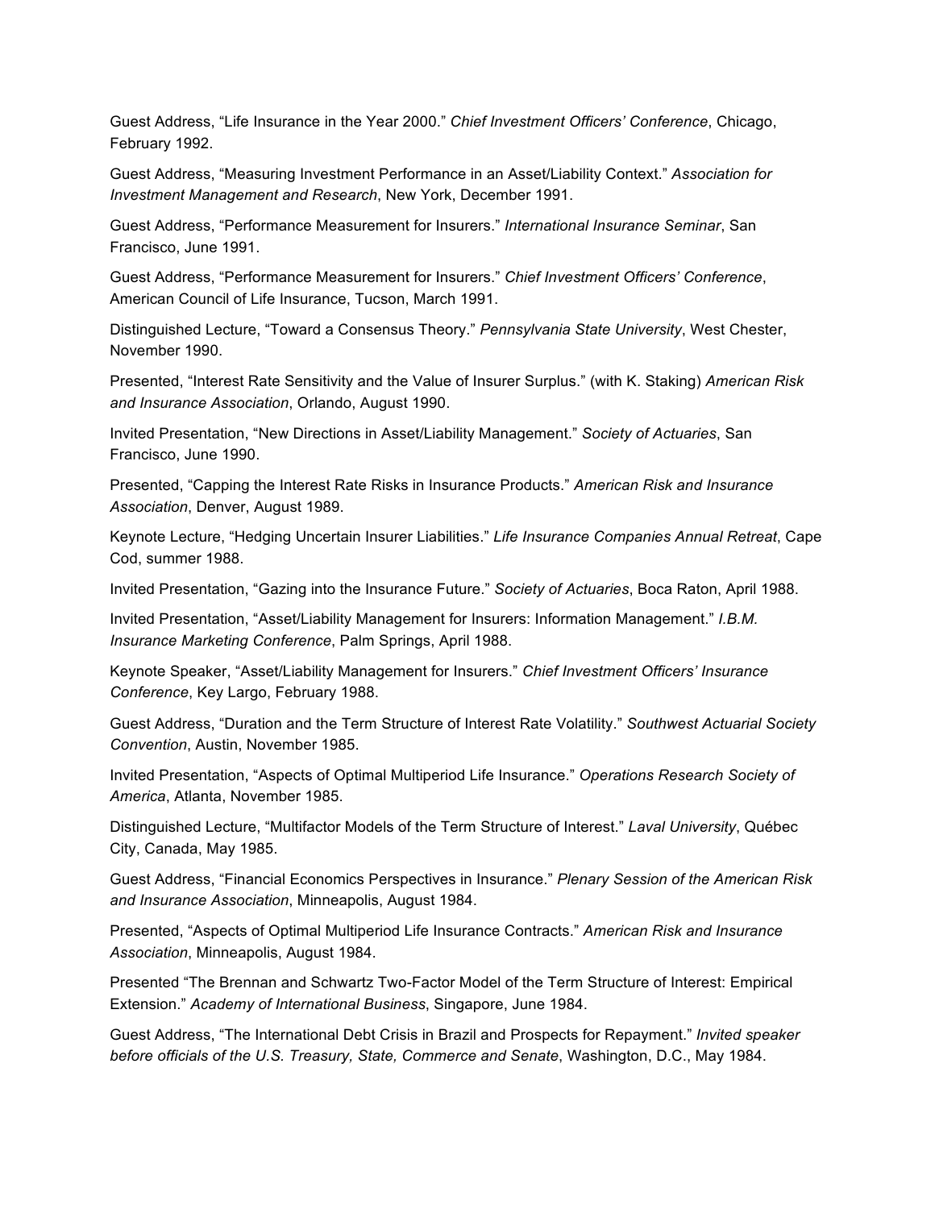Guest Address, “Life Insurance in the Year 2000.” *Chief Investment Officers’ Conference*, Chicago, February 1992.

Guest Address, “Measuring Investment Performance in an Asset/Liability Context.” *Association for Investment Management and Research*, New York, December 1991.

Guest Address, “Performance Measurement for Insurers.” *International Insurance Seminar*, San Francisco, June 1991.

Guest Address, “Performance Measurement for Insurers.” *Chief Investment Officers’ Conference*, American Council of Life Insurance, Tucson, March 1991.

Distinguished Lecture, “Toward a Consensus Theory.” *Pennsylvania State University*, West Chester, November 1990.

Presented, “Interest Rate Sensitivity and the Value of Insurer Surplus.” (with K. Staking) *American Risk and Insurance Association*, Orlando, August 1990.

Invited Presentation, “New Directions in Asset/Liability Management.” *Society of Actuaries*, San Francisco, June 1990.

Presented, “Capping the Interest Rate Risks in Insurance Products.” *American Risk and Insurance Association*, Denver, August 1989.

Keynote Lecture, “Hedging Uncertain Insurer Liabilities.” *Life Insurance Companies Annual Retreat*, Cape Cod, summer 1988.

Invited Presentation, “Gazing into the Insurance Future.” *Society of Actuaries*, Boca Raton, April 1988.

Invited Presentation, “Asset/Liability Management for Insurers: Information Management.” *I.B.M. Insurance Marketing Conference*, Palm Springs, April 1988.

Keynote Speaker, “Asset/Liability Management for Insurers.” *Chief Investment Officers’ Insurance Conference*, Key Largo, February 1988.

Guest Address, “Duration and the Term Structure of Interest Rate Volatility.” *Southwest Actuarial Society Convention*, Austin, November 1985.

Invited Presentation, “Aspects of Optimal Multiperiod Life Insurance.” *Operations Research Society of America*, Atlanta, November 1985.

Distinguished Lecture, “Multifactor Models of the Term Structure of Interest.” *Laval University*, Québec City, Canada, May 1985.

Guest Address, “Financial Economics Perspectives in Insurance.” *Plenary Session of the American Risk and Insurance Association*, Minneapolis, August 1984.

Presented, “Aspects of Optimal Multiperiod Life Insurance Contracts.” *American Risk and Insurance Association*, Minneapolis, August 1984.

Presented “The Brennan and Schwartz Two-Factor Model of the Term Structure of Interest: Empirical Extension.” *Academy of International Business*, Singapore, June 1984.

Guest Address, “The International Debt Crisis in Brazil and Prospects for Repayment.” *Invited speaker before officials of the U.S. Treasury, State, Commerce and Senate*, Washington, D.C., May 1984.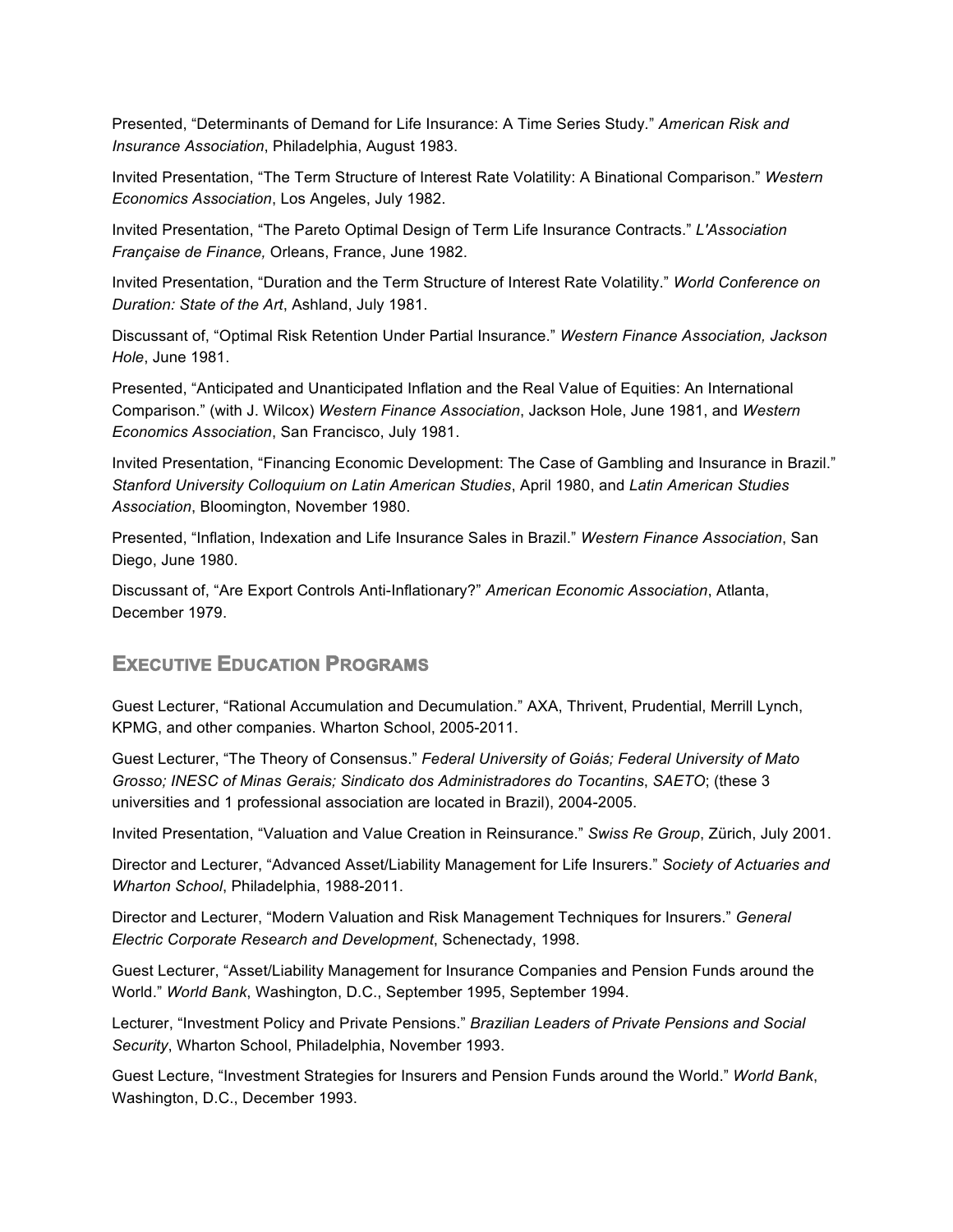Presented, “Determinants of Demand for Life Insurance: A Time Series Study.” *American Risk and Insurance Association*, Philadelphia, August 1983.

Invited Presentation, “The Term Structure of Interest Rate Volatility: A Binational Comparison.” *Western Economics Association*, Los Angeles, July 1982.

Invited Presentation, “The Pareto Optimal Design of Term Life Insurance Contracts.” *L'Association Française de Finance,* Orleans, France, June 1982.

Invited Presentation, “Duration and the Term Structure of Interest Rate Volatility.” *World Conference on Duration: State of the Art*, Ashland, July 1981.

Discussant of, “Optimal Risk Retention Under Partial Insurance.” *Western Finance Association, Jackson Hole*, June 1981.

Presented, “Anticipated and Unanticipated Inflation and the Real Value of Equities: An International Comparison.” (with J. Wilcox) *Western Finance Association*, Jackson Hole, June 1981, and *Western Economics Association*, San Francisco, July 1981.

Invited Presentation, “Financing Economic Development: The Case of Gambling and Insurance in Brazil.” *Stanford University Colloquium on Latin American Studies*, April 1980, and *Latin American Studies Association*, Bloomington, November 1980.

Presented, “Inflation, Indexation and Life Insurance Sales in Brazil.” *Western Finance Association*, San Diego, June 1980.

Discussant of, “Are Export Controls Anti-Inflationary?” *American Economic Association*, Atlanta, December 1979.

## Executive Education Programs

Guest Lecturer, “Rational Accumulation and Decumulation.” AXA, Thrivent, Prudential, Merrill Lynch, KPMG, and other companies. Wharton School, 2005-2011.

Guest Lecturer, “The Theory of Consensus.” *Federal University of Goiás; Federal University of Mato Grosso; INESC of Minas Gerais; Sindicato dos Administradores do Tocantins*, *SAETO*; (these 3 universities and 1 professional association are located in Brazil), 2004-2005.

Invited Presentation, “Valuation and Value Creation in Reinsurance.” *Swiss Re Group*, Zürich, July 2001.

Director and Lecturer, “Advanced Asset/Liability Management for Life Insurers.” *Society of Actuaries and Wharton School*, Philadelphia, 1988-2011.

Director and Lecturer, “Modern Valuation and Risk Management Techniques for Insurers.” *General Electric Corporate Research and Development*, Schenectady, 1998.

Guest Lecturer, “Asset/Liability Management for Insurance Companies and Pension Funds around the World.” *World Bank*, Washington, D.C., September 1995, September 1994.

Lecturer, “Investment Policy and Private Pensions.” *Brazilian Leaders of Private Pensions and Social Security*, Wharton School, Philadelphia, November 1993.

Guest Lecture, “Investment Strategies for Insurers and Pension Funds around the World.” *World Bank*, Washington, D.C., December 1993.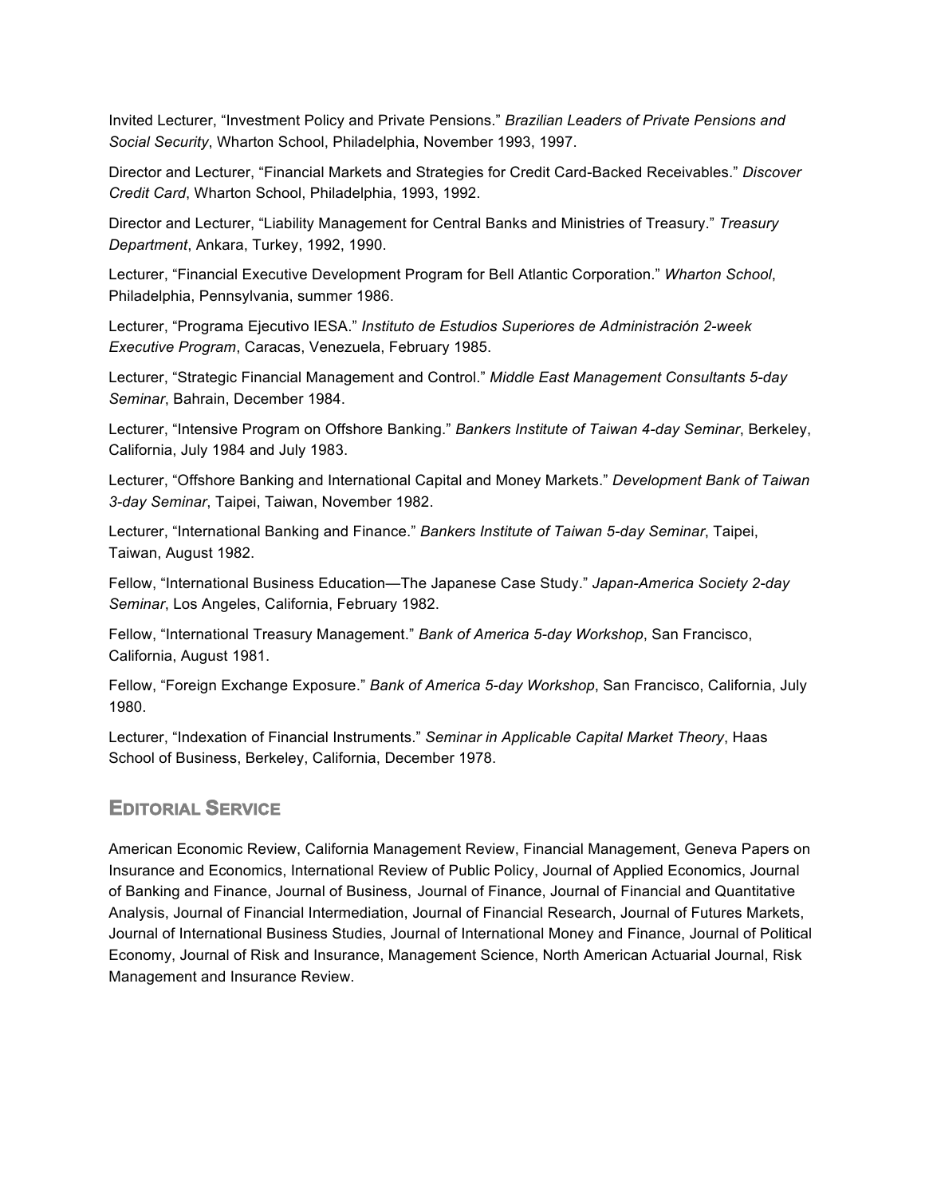Invited Lecturer, “Investment Policy and Private Pensions.” *Brazilian Leaders of Private Pensions and Social Security*, Wharton School, Philadelphia, November 1993, 1997.

Director and Lecturer, “Financial Markets and Strategies for Credit Card-Backed Receivables.” *Discover Credit Card*, Wharton School, Philadelphia, 1993, 1992.

Director and Lecturer, “Liability Management for Central Banks and Ministries of Treasury.” *Treasury Department*, Ankara, Turkey, 1992, 1990.

Lecturer, “Financial Executive Development Program for Bell Atlantic Corporation.” *Wharton School*, Philadelphia, Pennsylvania, summer 1986.

Lecturer, “Programa Ejecutivo IESA.” *Instituto de Estudios Superiores de Administración 2-week Executive Program*, Caracas, Venezuela, February 1985.

Lecturer, “Strategic Financial Management and Control.” *Middle East Management Consultants 5-day Seminar*, Bahrain, December 1984.

Lecturer, “Intensive Program on Offshore Banking.” *Bankers Institute of Taiwan 4-day Seminar*, Berkeley, California, July 1984 and July 1983.

Lecturer, “Offshore Banking and International Capital and Money Markets.” *Development Bank of Taiwan 3-day Seminar*, Taipei, Taiwan, November 1982.

Lecturer, “International Banking and Finance.” *Bankers Institute of Taiwan 5-day Seminar*, Taipei, Taiwan, August 1982.

Fellow, “International Business Education—The Japanese Case Study.” *Japan-America Society 2-day Seminar*, Los Angeles, California, February 1982.

Fellow, “International Treasury Management.” *Bank of America 5-day Workshop*, San Francisco, California, August 1981.

Fellow, “Foreign Exchange Exposure.” *Bank of America 5-day Workshop*, San Francisco, California, July 1980.

Lecturer, “Indexation of Financial Instruments.” *Seminar in Applicable Capital Market Theory*, Haas School of Business, Berkeley, California, December 1978.

## Editorial Service

American Economic Review, California Management Review, Financial Management, Geneva Papers on Insurance and Economics, International Review of Public Policy, Journal of Applied Economics, Journal of Banking and Finance, Journal of Business, Journal of Finance, Journal of Financial and Quantitative Analysis, Journal of Financial Intermediation, Journal of Financial Research, Journal of Futures Markets, Journal of International Business Studies, Journal of International Money and Finance, Journal of Political Economy, Journal of Risk and Insurance, Management Science, North American Actuarial Journal, Risk Management and Insurance Review.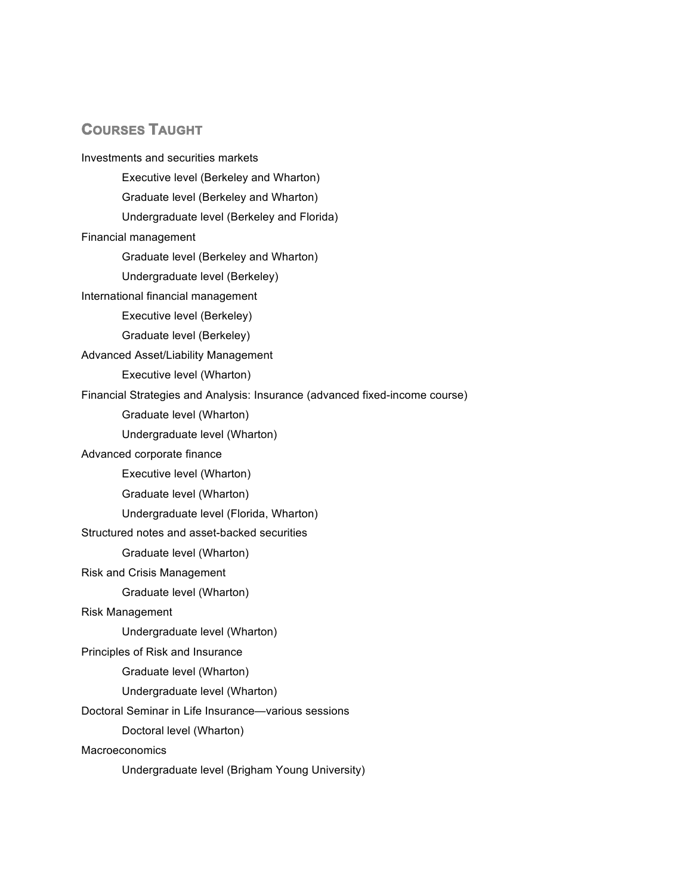## Courses Taught

Investments and securities markets

- Executive level (Berkeley and Wharton)
- Graduate level (Berkeley and Wharton)
- Undergraduate level (Berkeley and Florida)

Financial management

- Graduate level (Berkeley and Wharton)
- Undergraduate level (Berkeley)

International financial management

- Executive level (Berkeley)
- Graduate level (Berkeley)

Advanced Asset/Liability Management

- Executive level (Wharton)

Financial Strategies and Analysis: Insurance (advanced fixed-income course)

- Graduate level (Wharton)
- Undergraduate level (Wharton)

Advanced corporate finance

- Executive level (Wharton)
- Graduate level (Wharton)
- Undergraduate level (Florida, Wharton)

Structured notes and asset-backed securities

- Graduate level (Wharton)

Risk and Crisis Management

- Graduate level (Wharton)

Risk Management

- Undergraduate level (Wharton)

Principles of Risk and Insurance

- Graduate level (Wharton)
- Undergraduate level (Wharton)

Doctoral Seminar in Life Insurance—various sessions

- Doctoral level (Wharton)

Macroeconomics

- Undergraduate level (Brigham Young University)